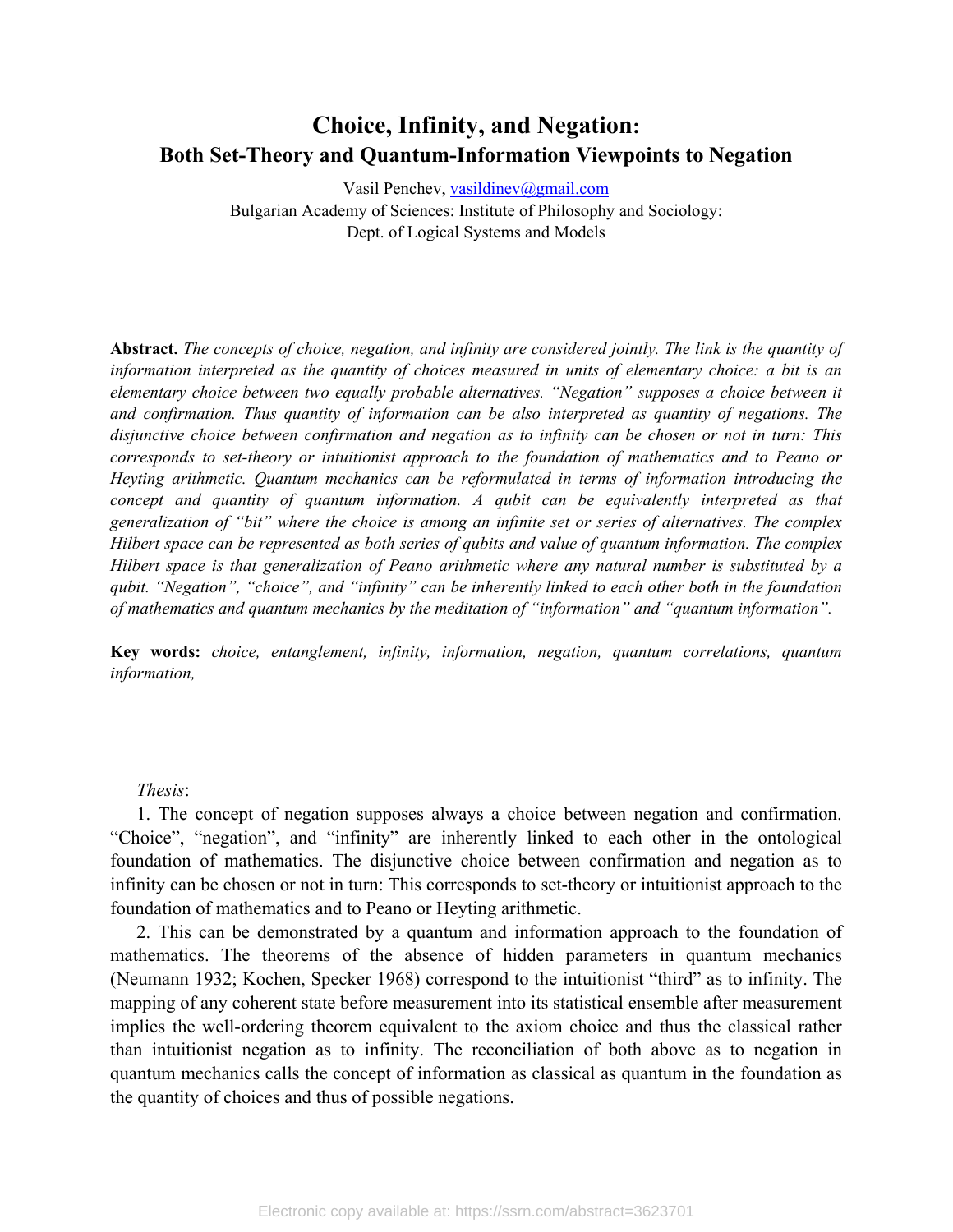# Choice, Infinity, and Negation:
## Both Set-Theory and Quantum-Information Viewpoints to Negation

Vasil Penchev, vasildinev@gmail.com
Bulgarian Academy of Sciences: Institute of Philosophy and Sociology:
Dept. of Logical Systems and Models

**Abstract.** *The concepts of choice, negation, and infinity are considered jointly. The link is the quantity of information interpreted as the quantity of choices measured in units of elementary choice: a bit is an elementary choice between two equally probable alternatives. "Negation" supposes a choice between it and confirmation. Thus quantity of information can be also interpreted as quantity of negations. The disjunctive choice between confirmation and negation as to infinity can be chosen or not in turn: This corresponds to set-theory or intuitionist approach to the foundation of mathematics and to Peano or Heyting arithmetic. Quantum mechanics can be reformulated in terms of information introducing the concept and quantity of quantum information. A qubit can be equivalently interpreted as that generalization of "bit" where the choice is among an infinite set or series of alternatives. The complex Hilbert space can be represented as both series of qubits and value of quantum information. The complex Hilbert space is that generalization of Peano arithmetic where any natural number is substituted by a qubit. "Negation", "choice", and "infinity" can be inherently linked to each other both in the foundation of mathematics and quantum mechanics by the meditation of "information" and "quantum information".*

**Key words:** *choice, entanglement, infinity, information, negation, quantum correlations, quantum information,*

*Thesis*:

1. The concept of negation supposes always a choice between negation and confirmation. "Choice", "negation", and "infinity" are inherently linked to each other in the ontological foundation of mathematics. The disjunctive choice between confirmation and negation as to infinity can be chosen or not in turn: This corresponds to set-theory or intuitionist approach to the foundation of mathematics and to Peano or Heyting arithmetic.

2. This can be demonstrated by a quantum and information approach to the foundation of mathematics. The theorems of the absence of hidden parameters in quantum mechanics (Neumann 1932; Kochen, Specker 1968) correspond to the intuitionist "third" as to infinity. The mapping of any coherent state before measurement into its statistical ensemble after measurement implies the well-ordering theorem equivalent to the axiom choice and thus the classical rather than intuitionist negation as to infinity. The reconciliation of both above as to negation in quantum mechanics calls the concept of information as classical as quantum in the foundation as the quantity of choices and thus of possible negations.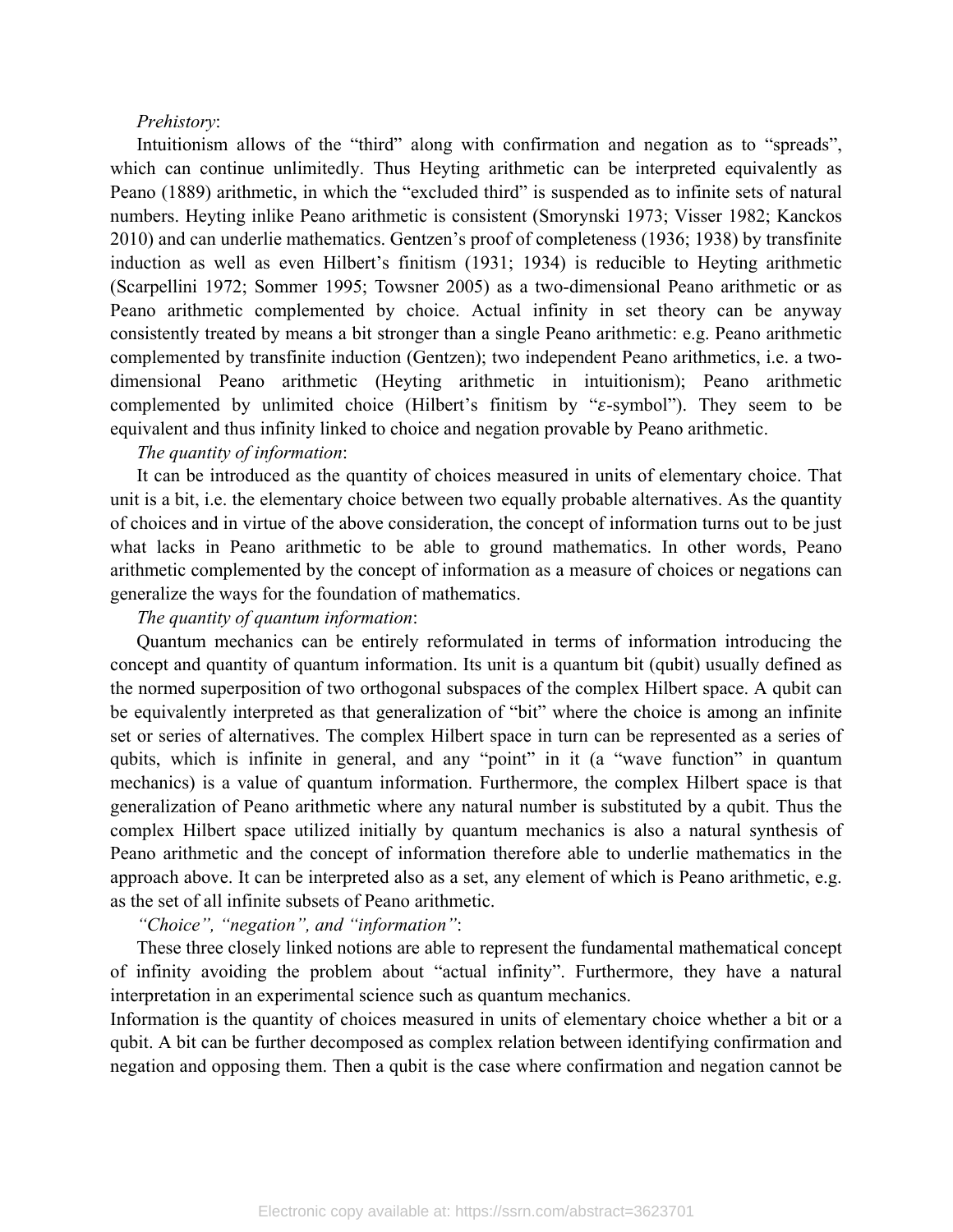*Prehistory*:

Intuitionism allows of the "third" along with confirmation and negation as to "spreads", which can continue unlimitedly. Thus Heyting arithmetic can be interpreted equivalently as Peano (1889) arithmetic, in which the "excluded third" is suspended as to infinite sets of natural numbers. Heyting inlike Peano arithmetic is consistent (Smorynski 1973; Visser 1982; Kanckos 2010) and can underlie mathematics. Gentzen's proof of completeness (1936; 1938) by transfinite induction as well as even Hilbert's finitism (1931; 1934) is reducible to Heyting arithmetic (Scarpellini 1972; Sommer 1995; Towsner 2005) as a two-dimensional Peano arithmetic or as Peano arithmetic complemented by choice. Actual infinity in set theory can be anyway consistently treated by means a bit stronger than a single Peano arithmetic: e.g. Peano arithmetic complemented by transfinite induction (Gentzen); two independent Peano arithmetics, i.e. a two-dimensional Peano arithmetic (Heyting arithmetic in intuitionism); Peano arithmetic complemented by unlimited choice (Hilbert's finitism by "$\varepsilon$-symbol"). They seem to be equivalent and thus infinity linked to choice and negation provable by Peano arithmetic.

*The quantity of information*:

It can be introduced as the quantity of choices measured in units of elementary choice. That unit is a bit, i.e. the elementary choice between two equally probable alternatives. As the quantity of choices and in virtue of the above consideration, the concept of information turns out to be just what lacks in Peano arithmetic to be able to ground mathematics. In other words, Peano arithmetic complemented by the concept of information as a measure of choices or negations can generalize the ways for the foundation of mathematics.

*The quantity of quantum information*:

Quantum mechanics can be entirely reformulated in terms of information introducing the concept and quantity of quantum information. Its unit is a quantum bit (qubit) usually defined as the normed superposition of two orthogonal subspaces of the complex Hilbert space. A qubit can be equivalently interpreted as that generalization of "bit" where the choice is among an infinite set or series of alternatives. The complex Hilbert space in turn can be represented as a series of qubits, which is infinite in general, and any "point" in it (a "wave function" in quantum mechanics) is a value of quantum information. Furthermore, the complex Hilbert space is that generalization of Peano arithmetic where any natural number is substituted by a qubit. Thus the complex Hilbert space utilized initially by quantum mechanics is also a natural synthesis of Peano arithmetic and the concept of information therefore able to underlie mathematics in the approach above. It can be interpreted also as a set, any element of which is Peano arithmetic, e.g. as the set of all infinite subsets of Peano arithmetic.

*"Choice", "negation", and "information"*:

These three closely linked notions are able to represent the fundamental mathematical concept of infinity avoiding the problem about "actual infinity". Furthermore, they have a natural interpretation in an experimental science such as quantum mechanics.

Information is the quantity of choices measured in units of elementary choice whether a bit or a qubit. A bit can be further decomposed as complex relation between identifying confirmation and negation and opposing them. Then a qubit is the case where confirmation and negation cannot be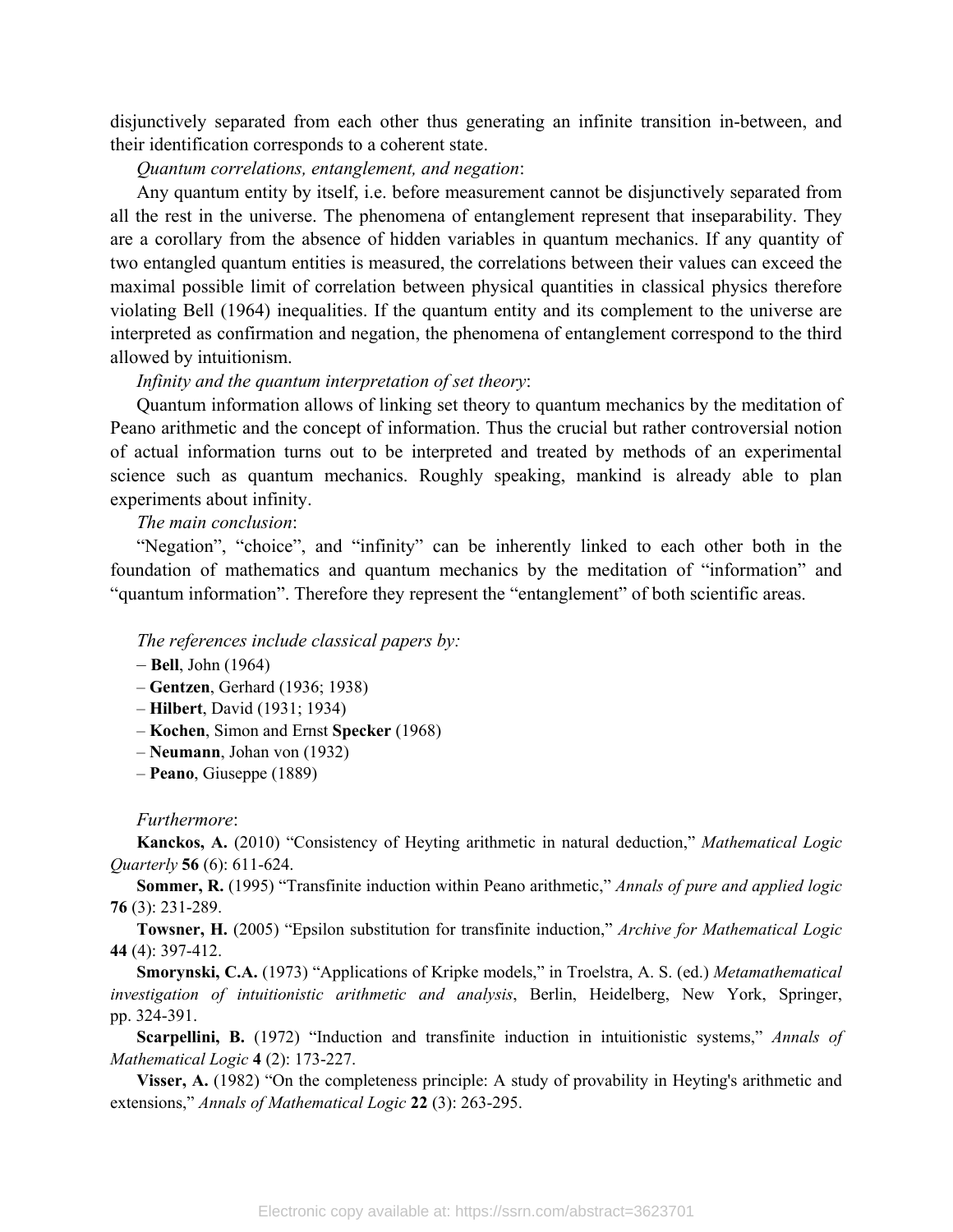disjunctively separated from each other thus generating an infinite transition in-between, and their identification corresponds to a coherent state.

*Quantum correlations, entanglement, and negation*:

Any quantum entity by itself, i.e. before measurement cannot be disjunctively separated from all the rest in the universe. The phenomena of entanglement represent that inseparability. They are a corollary from the absence of hidden variables in quantum mechanics. If any quantity of two entangled quantum entities is measured, the correlations between their values can exceed the maximal possible limit of correlation between physical quantities in classical physics therefore violating Bell (1964) inequalities. If the quantum entity and its complement to the universe are interpreted as confirmation and negation, the phenomena of entanglement correspond to the third allowed by intuitionism.

*Infinity and the quantum interpretation of set theory*:

Quantum information allows of linking set theory to quantum mechanics by the meditation of Peano arithmetic and the concept of information. Thus the crucial but rather controversial notion of actual information turns out to be interpreted and treated by methods of an experimental science such as quantum mechanics. Roughly speaking, mankind is already able to plan experiments about infinity.

*The main conclusion*:

"Negation", "choice", and "infinity" can be inherently linked to each other both in the foundation of mathematics and quantum mechanics by the meditation of "information" and "quantum information". Therefore they represent the "entanglement" of both scientific areas.

*The references include classical papers by:*

– **Bell**, John (1964)
– **Gentzen**, Gerhard (1936; 1938)
– **Hilbert**, David (1931; 1934)
– **Kochen**, Simon and Ernst **Specker** (1968)
– **Neumann**, Johan von (1932)
– **Peano**, Giuseppe (1889)

*Furthermore*:

**Kanckos, A.** (2010) "Consistency of Heyting arithmetic in natural deduction," *Mathematical Logic Quarterly* **56** (6): 611-624.

**Sommer, R.** (1995) "Transfinite induction within Peano arithmetic," *Annals of pure and applied logic* **76** (3): 231-289.

**Towsner, H.** (2005) "Epsilon substitution for transfinite induction," *Archive for Mathematical Logic* **44** (4): 397-412.

**Smorynski, C.A.** (1973) "Applications of Kripke models," in Troelstra, A. S. (ed.) *Metamathematical investigation of intuitionistic arithmetic and analysis*, Berlin, Heidelberg, New York, Springer, pp. 324-391.

**Scarpellini, B.** (1972) "Induction and transfinite induction in intuitionistic systems," *Annals of Mathematical Logic* **4** (2): 173-227.

**Visser, A.** (1982) "On the completeness principle: A study of provability in Heyting's arithmetic and extensions," *Annals of Mathematical Logic* **22** (3): 263-295.